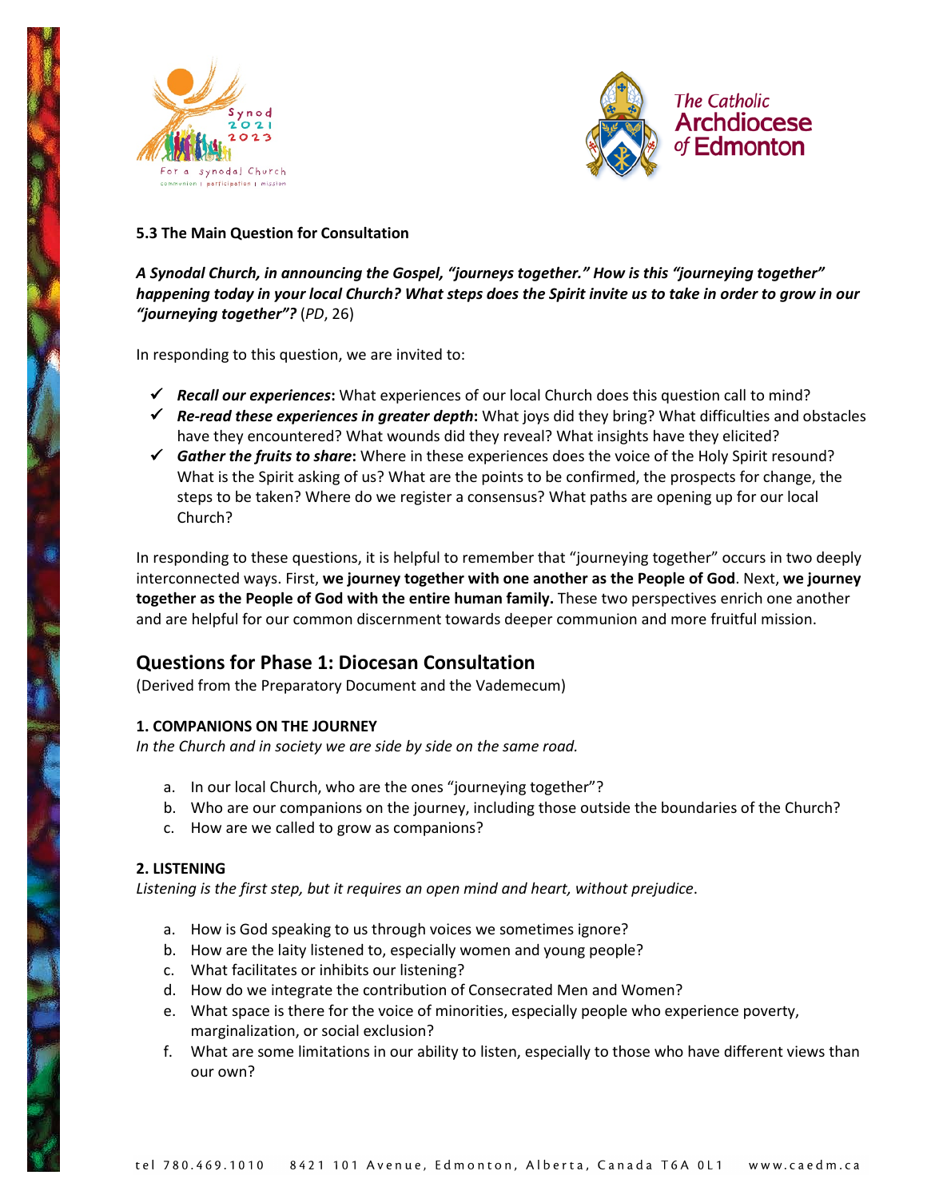### 5.3 The Main Question for Consultation

***A Synodal Church, in announcing the Gospel, "journeys together." How is this "journeying together" happening today in your local Church? What steps does the Spirit invite us to take in order to grow in our "journeying together"?*** (*PD*, 26)

In responding to this question, we are invited to:

- ✓ ***Recall our experiences*****:** What experiences of our local Church does this question call to mind?
- ✓ ***Re-read these experiences in greater depth*****:** What joys did they bring? What difficulties and obstacles have they encountered? What wounds did they reveal? What insights have they elicited?
- ✓ ***Gather the fruits to share*****:** Where in these experiences does the voice of the Holy Spirit resound? What is the Spirit asking of us? What are the points to be confirmed, the prospects for change, the steps to be taken? Where do we register a consensus? What paths are opening up for our local Church?

In responding to these questions, it is helpful to remember that "journeying together" occurs in two deeply interconnected ways. First, **we journey together with one another as the People of God**. Next, **we journey together as the People of God with the entire human family.** These two perspectives enrich one another and are helpful for our common discernment towards deeper communion and more fruitful mission.

## Questions for Phase 1: Diocesan Consultation

(Derived from the Preparatory Document and the Vademecum)

#### 1. COMPANIONS ON THE JOURNEY

*In the Church and in society we are side by side on the same road.*

a. In our local Church, who are the ones "journeying together"?
b. Who are our companions on the journey, including those outside the boundaries of the Church?
c. How are we called to grow as companions?

#### 2. LISTENING

*Listening is the first step, but it requires an open mind and heart, without prejudice*.

a. How is God speaking to us through voices we sometimes ignore?
b. How are the laity listened to, especially women and young people?
c. What facilitates or inhibits our listening?
d. How do we integrate the contribution of Consecrated Men and Women?
e. What space is there for the voice of minorities, especially people who experience poverty, marginalization, or social exclusion?
f. What are some limitations in our ability to listen, especially to those who have different views than our own?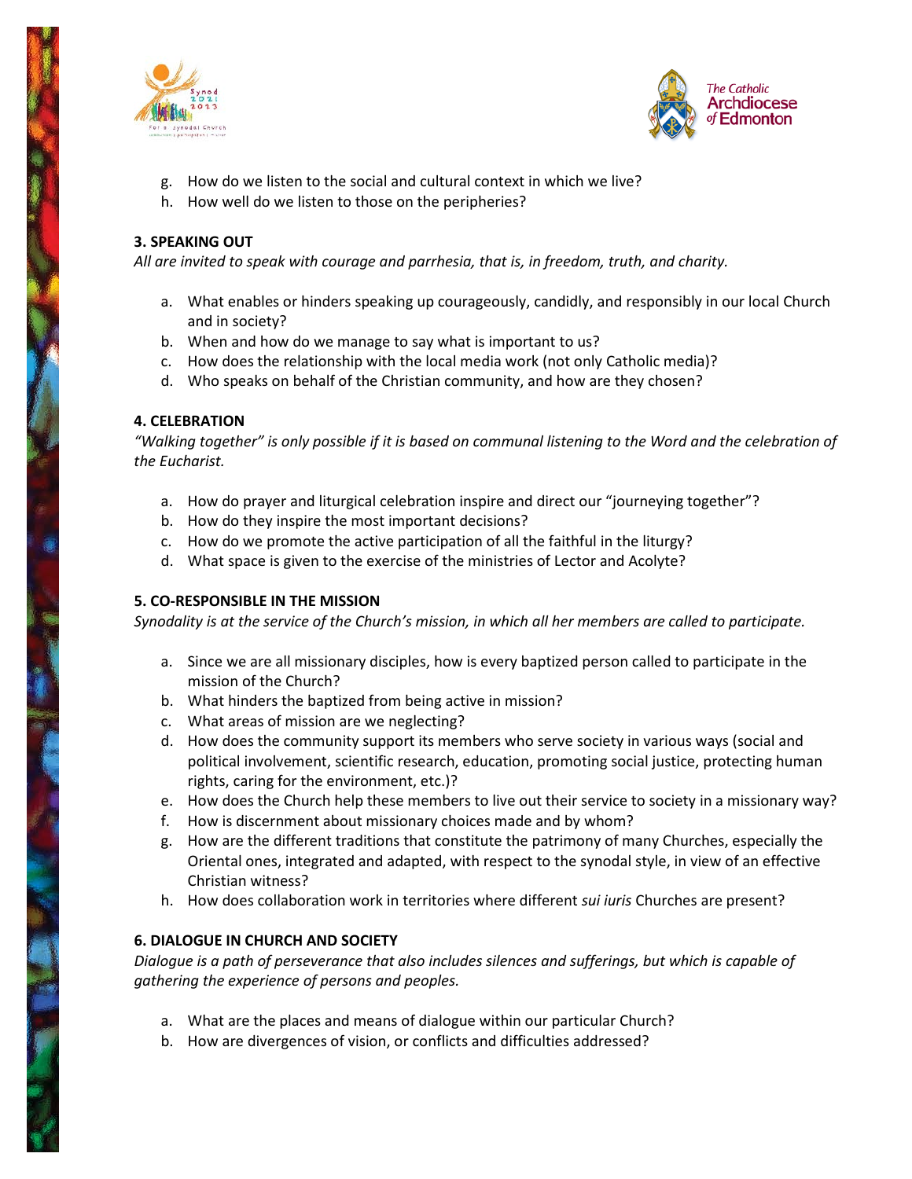g. How do we listen to the social and cultural context in which we live?
h. How well do we listen to those on the peripheries?

### 3. SPEAKING OUT

*All are invited to speak with courage and parrhesia, that is, in freedom, truth, and charity.*

a. What enables or hinders speaking up courageously, candidly, and responsibly in our local Church and in society?
b. When and how do we manage to say what is important to us?
c. How does the relationship with the local media work (not only Catholic media)?
d. Who speaks on behalf of the Christian community, and how are they chosen?

### 4. CELEBRATION

*"Walking together" is only possible if it is based on communal listening to the Word and the celebration of the Eucharist.*

a. How do prayer and liturgical celebration inspire and direct our "journeying together"?
b. How do they inspire the most important decisions?
c. How do we promote the active participation of all the faithful in the liturgy?
d. What space is given to the exercise of the ministries of Lector and Acolyte?

### 5. CO-RESPONSIBLE IN THE MISSION

*Synodality is at the service of the Church's mission, in which all her members are called to participate.*

a. Since we are all missionary disciples, how is every baptized person called to participate in the mission of the Church?
b. What hinders the baptized from being active in mission?
c. What areas of mission are we neglecting?
d. How does the community support its members who serve society in various ways (social and political involvement, scientific research, education, promoting social justice, protecting human rights, caring for the environment, etc.)?
e. How does the Church help these members to live out their service to society in a missionary way?
f. How is discernment about missionary choices made and by whom?
g. How are the different traditions that constitute the patrimony of many Churches, especially the Oriental ones, integrated and adapted, with respect to the synodal style, in view of an effective Christian witness?
h. How does collaboration work in territories where different *sui iuris* Churches are present?

### 6. DIALOGUE IN CHURCH AND SOCIETY

*Dialogue is a path of perseverance that also includes silences and sufferings, but which is capable of gathering the experience of persons and peoples.*

a. What are the places and means of dialogue within our particular Church?
b. How are divergences of vision, or conflicts and difficulties addressed?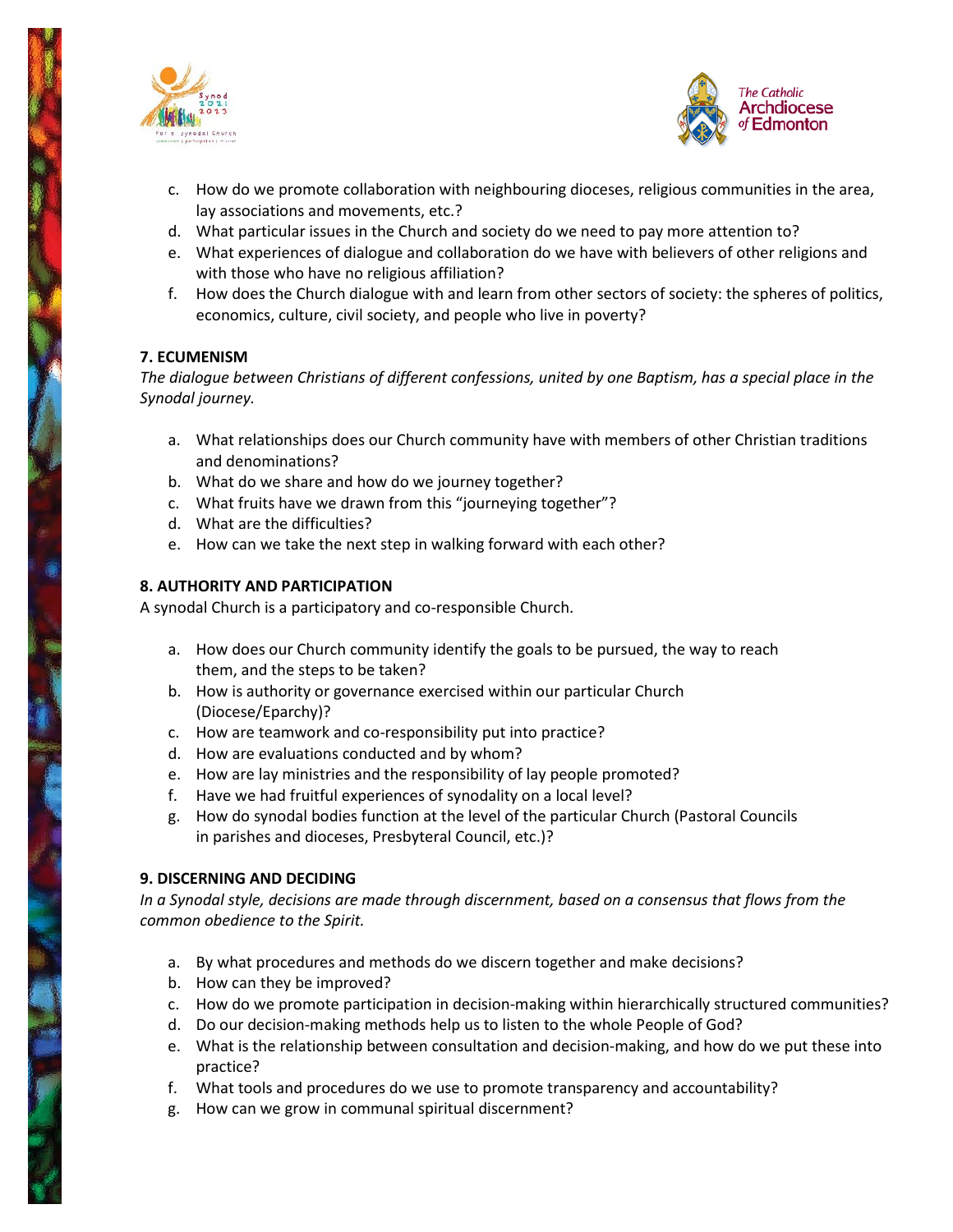c. How do we promote collaboration with neighbouring dioceses, religious communities in the area, lay associations and movements, etc.?
d. What particular issues in the Church and society do we need to pay more attention to?
e. What experiences of dialogue and collaboration do we have with believers of other religions and with those who have no religious affiliation?
f. How does the Church dialogue with and learn from other sectors of society: the spheres of politics, economics, culture, civil society, and people who live in poverty?

**7. ECUMENISM**

*The dialogue between Christians of different confessions, united by one Baptism, has a special place in the Synodal journey.*

a. What relationships does our Church community have with members of other Christian traditions and denominations?
b. What do we share and how do we journey together?
c. What fruits have we drawn from this "journeying together"?
d. What are the difficulties?
e. How can we take the next step in walking forward with each other?

**8. AUTHORITY AND PARTICIPATION**

A synodal Church is a participatory and co-responsible Church.

a. How does our Church community identify the goals to be pursued, the way to reach them, and the steps to be taken?
b. How is authority or governance exercised within our particular Church (Diocese/Eparchy)?
c. How are teamwork and co-responsibility put into practice?
d. How are evaluations conducted and by whom?
e. How are lay ministries and the responsibility of lay people promoted?
f. Have we had fruitful experiences of synodality on a local level?
g. How do synodal bodies function at the level of the particular Church (Pastoral Councils in parishes and dioceses, Presbyteral Council, etc.)?

**9. DISCERNING AND DECIDING**

*In a Synodal style, decisions are made through discernment, based on a consensus that flows from the common obedience to the Spirit.*

a. By what procedures and methods do we discern together and make decisions?
b. How can they be improved?
c. How do we promote participation in decision-making within hierarchically structured communities?
d. Do our decision-making methods help us to listen to the whole People of God?
e. What is the relationship between consultation and decision-making, and how do we put these into practice?
f. What tools and procedures do we use to promote transparency and accountability?
g. How can we grow in communal spiritual discernment?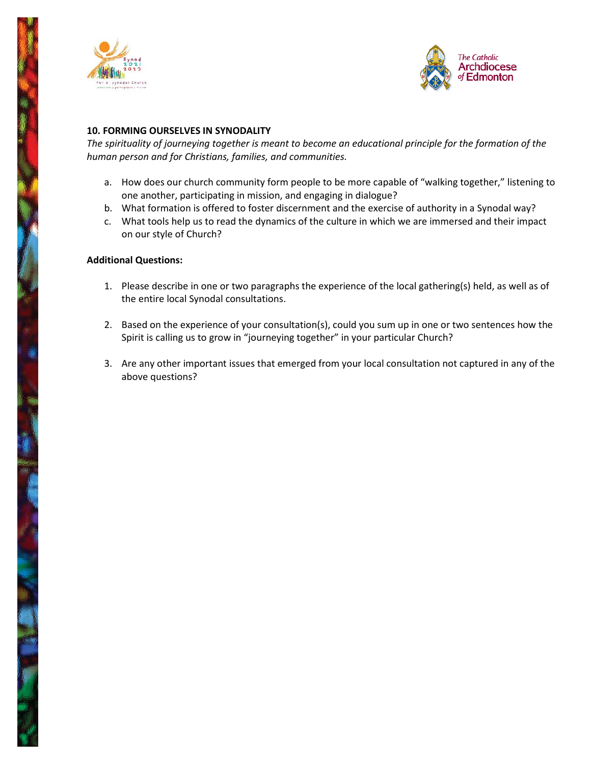**10. FORMING OURSELVES IN SYNODALITY**

*The spirituality of journeying together is meant to become an educational principle for the formation of the human person and for Christians, families, and communities.*

a. How does our church community form people to be more capable of "walking together," listening to one another, participating in mission, and engaging in dialogue?
b. What formation is offered to foster discernment and the exercise of authority in a Synodal way?
c. What tools help us to read the dynamics of the culture in which we are immersed and their impact on our style of Church?

**Additional Questions:**

1. Please describe in one or two paragraphs the experience of the local gathering(s) held, as well as of the entire local Synodal consultations.

2. Based on the experience of your consultation(s), could you sum up in one or two sentences how the Spirit is calling us to grow in "journeying together" in your particular Church?

3. Are any other important issues that emerged from your local consultation not captured in any of the above questions?